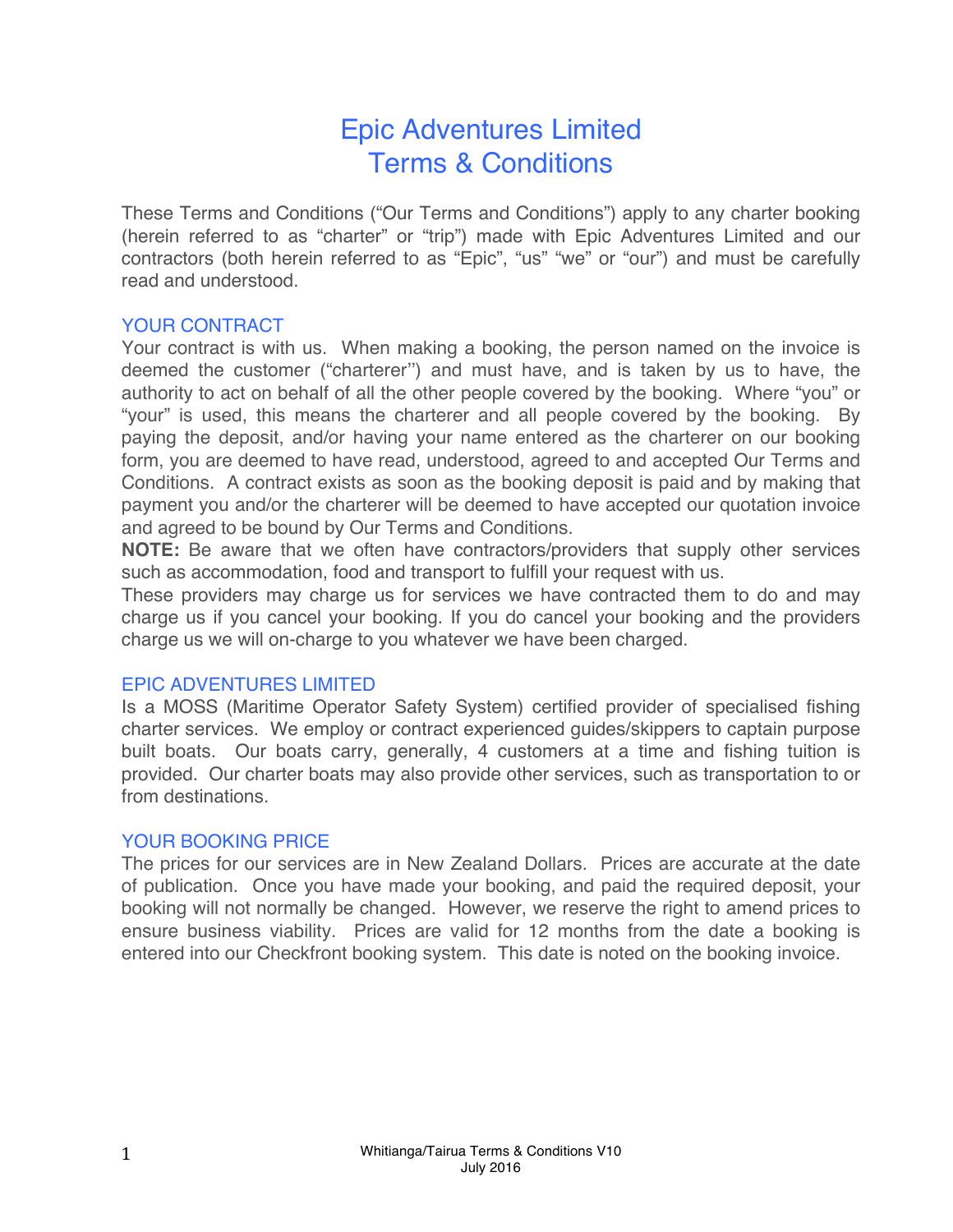# Epic Adventures Limited
# Terms & Conditions

These Terms and Conditions ("Our Terms and Conditions") apply to any charter booking (herein referred to as "charter" or "trip") made with Epic Adventures Limited and our contractors (both herein referred to as "Epic", "us" "we" or "our") and must be carefully read and understood.

## YOUR CONTRACT

Your contract is with us. When making a booking, the person named on the invoice is deemed the customer ("charterer'') and must have, and is taken by us to have, the authority to act on behalf of all the other people covered by the booking. Where "you" or "your" is used, this means the charterer and all people covered by the booking. By paying the deposit, and/or having your name entered as the charterer on our booking form, you are deemed to have read, understood, agreed to and accepted Our Terms and Conditions. A contract exists as soon as the booking deposit is paid and by making that payment you and/or the charterer will be deemed to have accepted our quotation invoice and agreed to be bound by Our Terms and Conditions.

**NOTE:** Be aware that we often have contractors/providers that supply other services such as accommodation, food and transport to fulfill your request with us.

These providers may charge us for services we have contracted them to do and may charge us if you cancel your booking. If you do cancel your booking and the providers charge us we will on-charge to you whatever we have been charged.

## EPIC ADVENTURES LIMITED

Is a MOSS (Maritime Operator Safety System) certified provider of specialised fishing charter services. We employ or contract experienced guides/skippers to captain purpose built boats. Our boats carry, generally, 4 customers at a time and fishing tuition is provided. Our charter boats may also provide other services, such as transportation to or from destinations.

## YOUR BOOKING PRICE

The prices for our services are in New Zealand Dollars. Prices are accurate at the date of publication. Once you have made your booking, and paid the required deposit, your booking will not normally be changed. However, we reserve the right to amend prices to ensure business viability. Prices are valid for 12 months from the date a booking is entered into our Checkfront booking system. This date is noted on the booking invoice.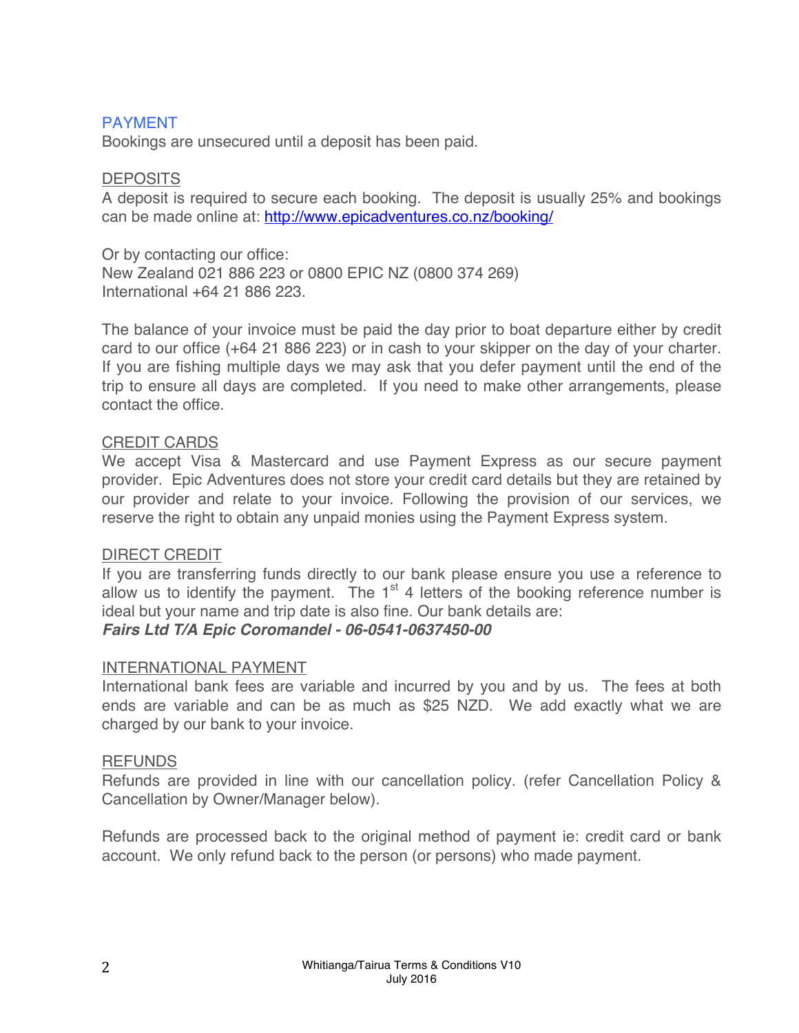## PAYMENT

Bookings are unsecured until a deposit has been paid.

### DEPOSITS

A deposit is required to secure each booking. The deposit is usually 25% and bookings can be made online at: [http://www.epicadventures.co.nz/booking/](http://www.epicadventures.co.nz/booking/)

Or by contacting our office:
New Zealand 021 886 223 or 0800 EPIC NZ (0800 374 269)
International +64 21 886 223.

The balance of your invoice must be paid the day prior to boat departure either by credit card to our office (+64 21 886 223) or in cash to your skipper on the day of your charter. If you are fishing multiple days we may ask that you defer payment until the end of the trip to ensure all days are completed. If you need to make other arrangements, please contact the office.

### CREDIT CARDS

We accept Visa & Mastercard and use Payment Express as our secure payment provider. Epic Adventures does not store your credit card details but they are retained by our provider and relate to your invoice. Following the provision of our services, we reserve the right to obtain any unpaid monies using the Payment Express system.

### DIRECT CREDIT

If you are transferring funds directly to our bank please ensure you use a reference to allow us to identify the payment. The 1st 4 letters of the booking reference number is ideal but your name and trip date is also fine. Our bank details are:
***Fairs Ltd T/A Epic Coromandel - 06-0541-0637450-00***

### INTERNATIONAL PAYMENT

International bank fees are variable and incurred by you and by us. The fees at both ends are variable and can be as much as $25 NZD. We add exactly what we are charged by our bank to your invoice.

### REFUNDS

Refunds are provided in line with our cancellation policy. (refer Cancellation Policy & Cancellation by Owner/Manager below).

Refunds are processed back to the original method of payment ie: credit card or bank account. We only refund back to the person (or persons) who made payment.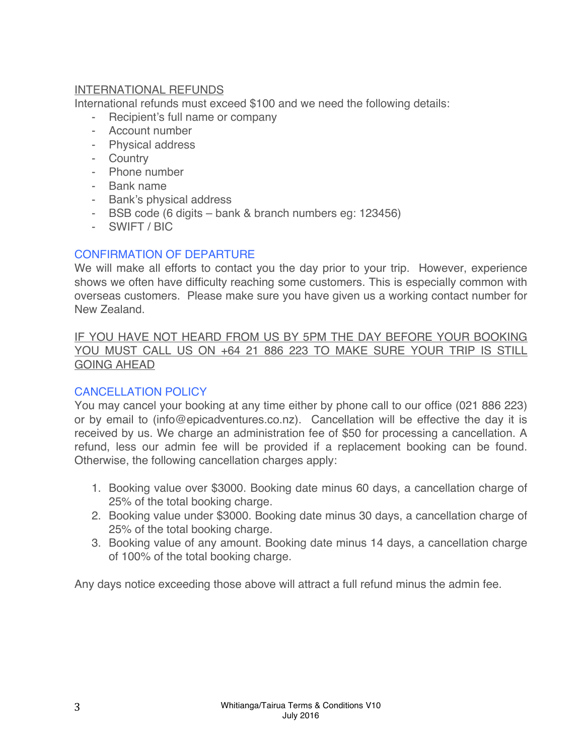## INTERNATIONAL REFUNDS

International refunds must exceed $100 and we need the following details:

- Recipient's full name or company
- Account number
- Physical address
- Country
- Phone number
- Bank name
- Bank's physical address
- BSB code (6 digits – bank & branch numbers eg: 123456)
- SWIFT / BIC

## CONFIRMATION OF DEPARTURE

We will make all efforts to contact you the day prior to your trip. However, experience shows we often have difficulty reaching some customers. This is especially common with overseas customers. Please make sure you have given us a working contact number for New Zealand.

IF YOU HAVE NOT HEARD FROM US BY 5PM THE DAY BEFORE YOUR BOOKING YOU MUST CALL US ON +64 21 886 223 TO MAKE SURE YOUR TRIP IS STILL GOING AHEAD

## CANCELLATION POLICY

You may cancel your booking at any time either by phone call to our office (021 886 223) or by email to (info@epicadventures.co.nz). Cancellation will be effective the day it is received by us. We charge an administration fee of $50 for processing a cancellation. A refund, less our admin fee will be provided if a replacement booking can be found. Otherwise, the following cancellation charges apply:

1. Booking value over $3000. Booking date minus 60 days, a cancellation charge of 25% of the total booking charge.
2. Booking value under $3000. Booking date minus 30 days, a cancellation charge of 25% of the total booking charge.
3. Booking value of any amount. Booking date minus 14 days, a cancellation charge of 100% of the total booking charge.

Any days notice exceeding those above will attract a full refund minus the admin fee.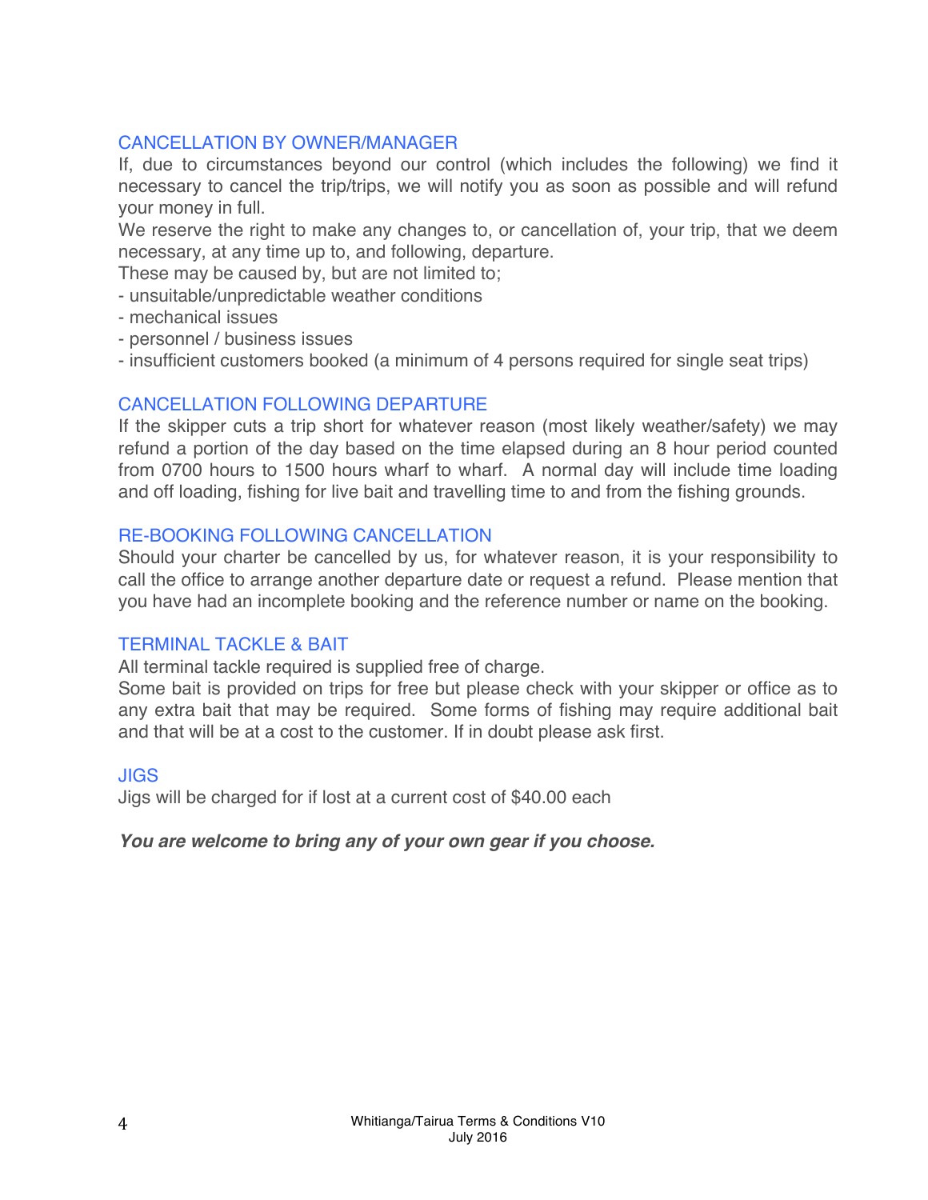## CANCELLATION BY OWNER/MANAGER

If, due to circumstances beyond our control (which includes the following) we find it necessary to cancel the trip/trips, we will notify you as soon as possible and will refund your money in full.

We reserve the right to make any changes to, or cancellation of, your trip, that we deem necessary, at any time up to, and following, departure.

These may be caused by, but are not limited to;

- unsuitable/unpredictable weather conditions
- mechanical issues
- personnel / business issues
- insufficient customers booked (a minimum of 4 persons required for single seat trips)

## CANCELLATION FOLLOWING DEPARTURE

If the skipper cuts a trip short for whatever reason (most likely weather/safety) we may refund a portion of the day based on the time elapsed during an 8 hour period counted from 0700 hours to 1500 hours wharf to wharf. A normal day will include time loading and off loading, fishing for live bait and travelling time to and from the fishing grounds.

## RE-BOOKING FOLLOWING CANCELLATION

Should your charter be cancelled by us, for whatever reason, it is your responsibility to call the office to arrange another departure date or request a refund. Please mention that you have had an incomplete booking and the reference number or name on the booking.

## TERMINAL TACKLE & BAIT

All terminal tackle required is supplied free of charge.

Some bait is provided on trips for free but please check with your skipper or office as to any extra bait that may be required. Some forms of fishing may require additional bait and that will be at a cost to the customer. If in doubt please ask first.

## JIGS

Jigs will be charged for if lost at a current cost of $40.00 each

***You are welcome to bring any of your own gear if you choose.***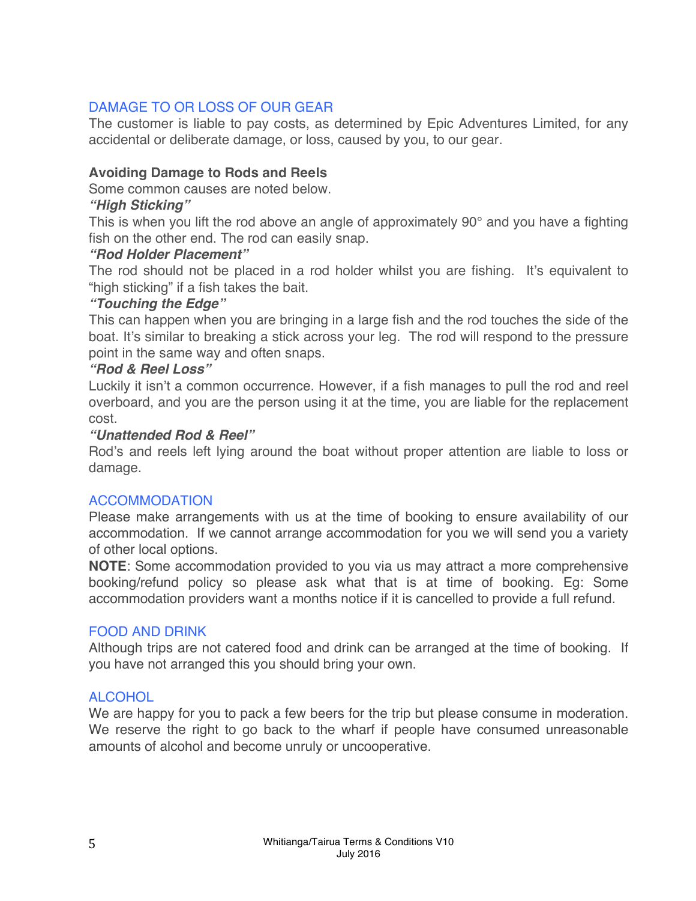## DAMAGE TO OR LOSS OF OUR GEAR

The customer is liable to pay costs, as determined by Epic Adventures Limited, for any accidental or deliberate damage, or loss, caused by you, to our gear.

**Avoiding Damage to Rods and Reels**

Some common causes are noted below.

***"High Sticking"***

This is when you lift the rod above an angle of approximately 90° and you have a fighting fish on the other end. The rod can easily snap.

***"Rod Holder Placement"***

The rod should not be placed in a rod holder whilst you are fishing. It's equivalent to "high sticking" if a fish takes the bait.

***"Touching the Edge"***

This can happen when you are bringing in a large fish and the rod touches the side of the boat. It's similar to breaking a stick across your leg. The rod will respond to the pressure point in the same way and often snaps.

***"Rod & Reel Loss"***

Luckily it isn't a common occurrence. However, if a fish manages to pull the rod and reel overboard, and you are the person using it at the time, you are liable for the replacement cost.

***"Unattended Rod & Reel"***

Rod's and reels left lying around the boat without proper attention are liable to loss or damage.

## ACCOMMODATION

Please make arrangements with us at the time of booking to ensure availability of our accommodation. If we cannot arrange accommodation for you we will send you a variety of other local options.

**NOTE**: Some accommodation provided to you via us may attract a more comprehensive booking/refund policy so please ask what that is at time of booking. Eg: Some accommodation providers want a months notice if it is cancelled to provide a full refund.

## FOOD AND DRINK

Although trips are not catered food and drink can be arranged at the time of booking. If you have not arranged this you should bring your own.

## ALCOHOL

We are happy for you to pack a few beers for the trip but please consume in moderation. We reserve the right to go back to the wharf if people have consumed unreasonable amounts of alcohol and become unruly or uncooperative.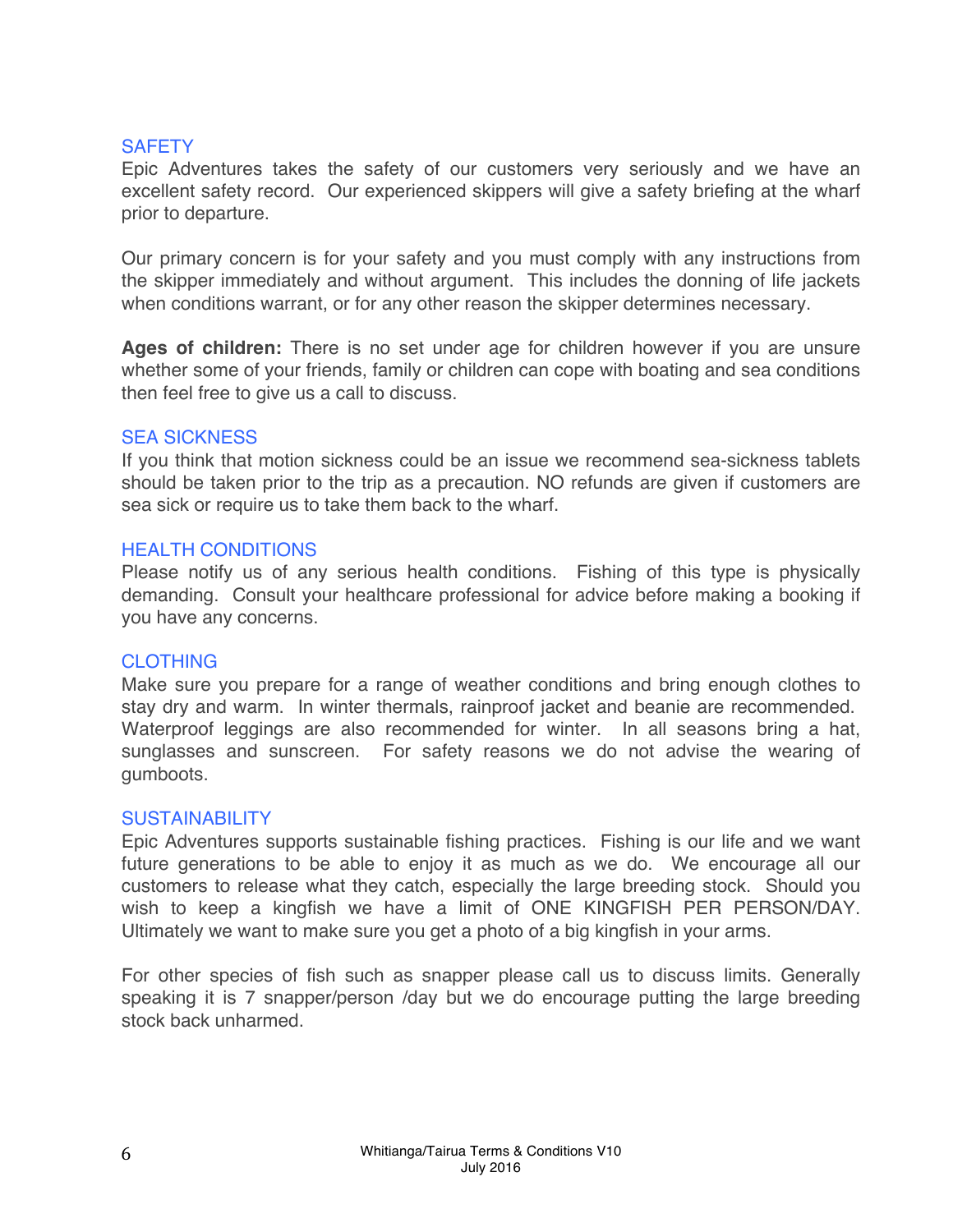## SAFETY

Epic Adventures takes the safety of our customers very seriously and we have an excellent safety record. Our experienced skippers will give a safety briefing at the wharf prior to departure.

Our primary concern is for your safety and you must comply with any instructions from the skipper immediately and without argument. This includes the donning of life jackets when conditions warrant, or for any other reason the skipper determines necessary.

**Ages of children:** There is no set under age for children however if you are unsure whether some of your friends, family or children can cope with boating and sea conditions then feel free to give us a call to discuss.

## SEA SICKNESS

If you think that motion sickness could be an issue we recommend sea-sickness tablets should be taken prior to the trip as a precaution. NO refunds are given if customers are sea sick or require us to take them back to the wharf.

## HEALTH CONDITIONS

Please notify us of any serious health conditions. Fishing of this type is physically demanding. Consult your healthcare professional for advice before making a booking if you have any concerns.

## CLOTHING

Make sure you prepare for a range of weather conditions and bring enough clothes to stay dry and warm. In winter thermals, rainproof jacket and beanie are recommended. Waterproof leggings are also recommended for winter. In all seasons bring a hat, sunglasses and sunscreen. For safety reasons we do not advise the wearing of gumboots.

## SUSTAINABILITY

Epic Adventures supports sustainable fishing practices. Fishing is our life and we want future generations to be able to enjoy it as much as we do. We encourage all our customers to release what they catch, especially the large breeding stock. Should you wish to keep a kingfish we have a limit of ONE KINGFISH PER PERSON/DAY. Ultimately we want to make sure you get a photo of a big kingfish in your arms.

For other species of fish such as snapper please call us to discuss limits. Generally speaking it is 7 snapper/person /day but we do encourage putting the large breeding stock back unharmed.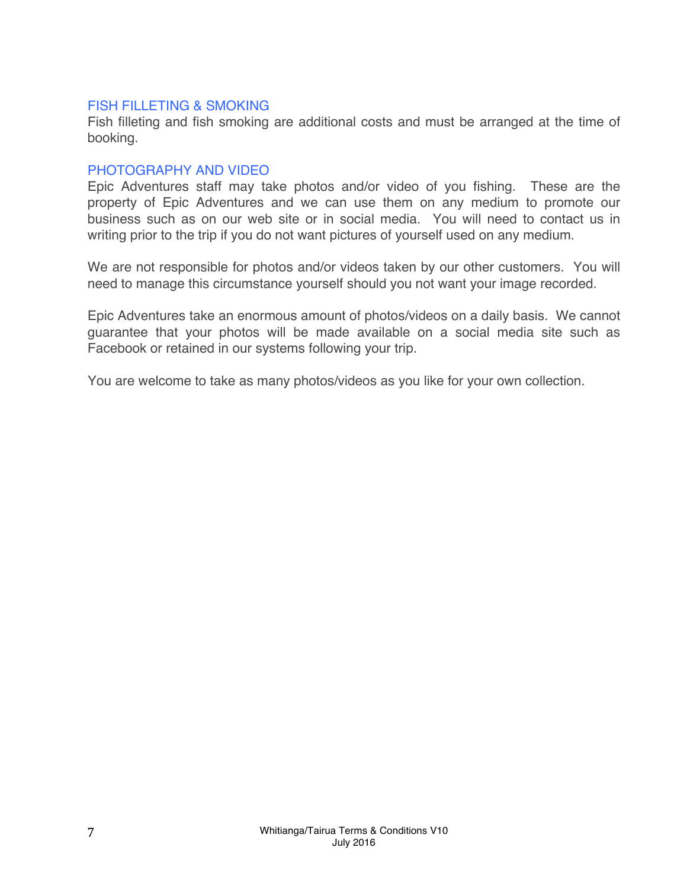## FISH FILLETING & SMOKING

Fish filleting and fish smoking are additional costs and must be arranged at the time of booking.

## PHOTOGRAPHY AND VIDEO

Epic Adventures staff may take photos and/or video of you fishing. These are the property of Epic Adventures and we can use them on any medium to promote our business such as on our web site or in social media. You will need to contact us in writing prior to the trip if you do not want pictures of yourself used on any medium.

We are not responsible for photos and/or videos taken by our other customers. You will need to manage this circumstance yourself should you not want your image recorded.

Epic Adventures take an enormous amount of photos/videos on a daily basis. We cannot guarantee that your photos will be made available on a social media site such as Facebook or retained in our systems following your trip.

You are welcome to take as many photos/videos as you like for your own collection.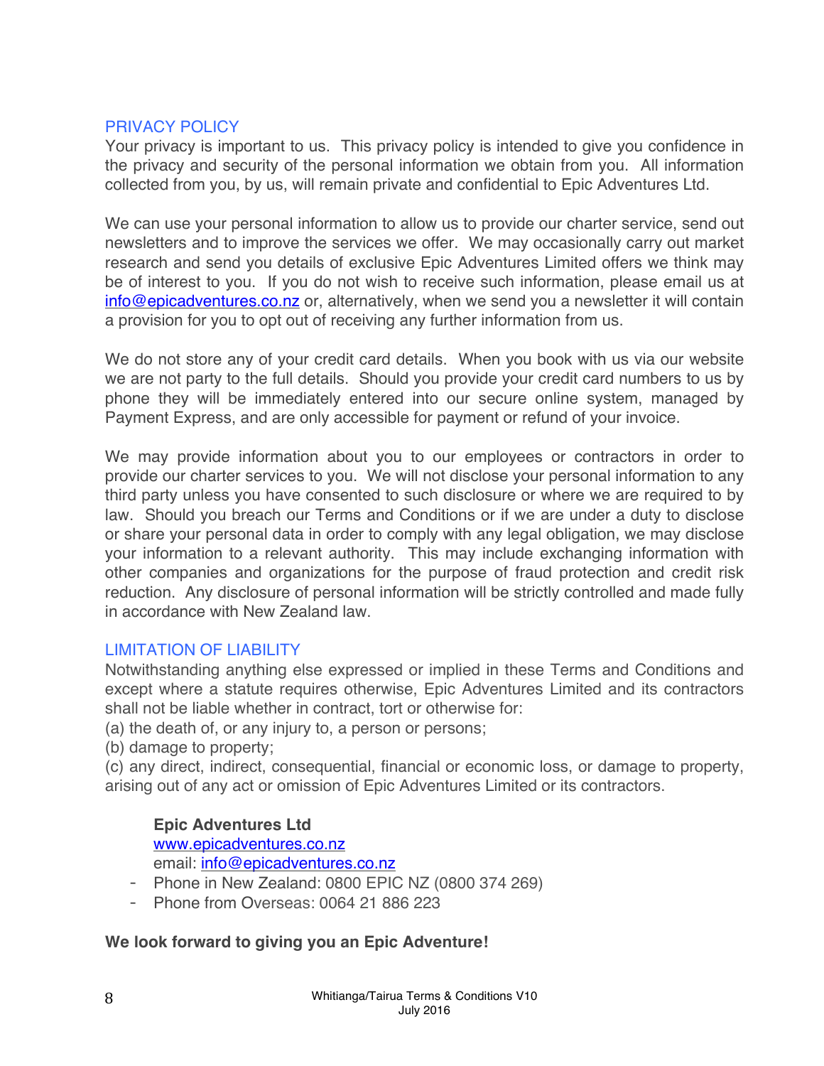## PRIVACY POLICY

Your privacy is important to us. This privacy policy is intended to give you confidence in the privacy and security of the personal information we obtain from you. All information collected from you, by us, will remain private and confidential to Epic Adventures Ltd.

We can use your personal information to allow us to provide our charter service, send out newsletters and to improve the services we offer. We may occasionally carry out market research and send you details of exclusive Epic Adventures Limited offers we think may be of interest to you. If you do not wish to receive such information, please email us at info@epicadventures.co.nz or, alternatively, when we send you a newsletter it will contain a provision for you to opt out of receiving any further information from us.

We do not store any of your credit card details. When you book with us via our website we are not party to the full details. Should you provide your credit card numbers to us by phone they will be immediately entered into our secure online system, managed by Payment Express, and are only accessible for payment or refund of your invoice.

We may provide information about you to our employees or contractors in order to provide our charter services to you. We will not disclose your personal information to any third party unless you have consented to such disclosure or where we are required to by law. Should you breach our Terms and Conditions or if we are under a duty to disclose or share your personal data in order to comply with any legal obligation, we may disclose your information to a relevant authority. This may include exchanging information with other companies and organizations for the purpose of fraud protection and credit risk reduction. Any disclosure of personal information will be strictly controlled and made fully in accordance with New Zealand law.

## LIMITATION OF LIABILITY

Notwithstanding anything else expressed or implied in these Terms and Conditions and except where a statute requires otherwise, Epic Adventures Limited and its contractors shall not be liable whether in contract, tort or otherwise for:
(a) the death of, or any injury to, a person or persons;
(b) damage to property;
(c) any direct, indirect, consequential, financial or economic loss, or damage to property, arising out of any act or omission of Epic Adventures Limited or its contractors.

**Epic Adventures Ltd**
www.epicadventures.co.nz
email: info@epicadventures.co.nz

- Phone in New Zealand: 0800 EPIC NZ (0800 374 269)
- Phone from Overseas: 0064 21 886 223

**We look forward to giving you an Epic Adventure!**